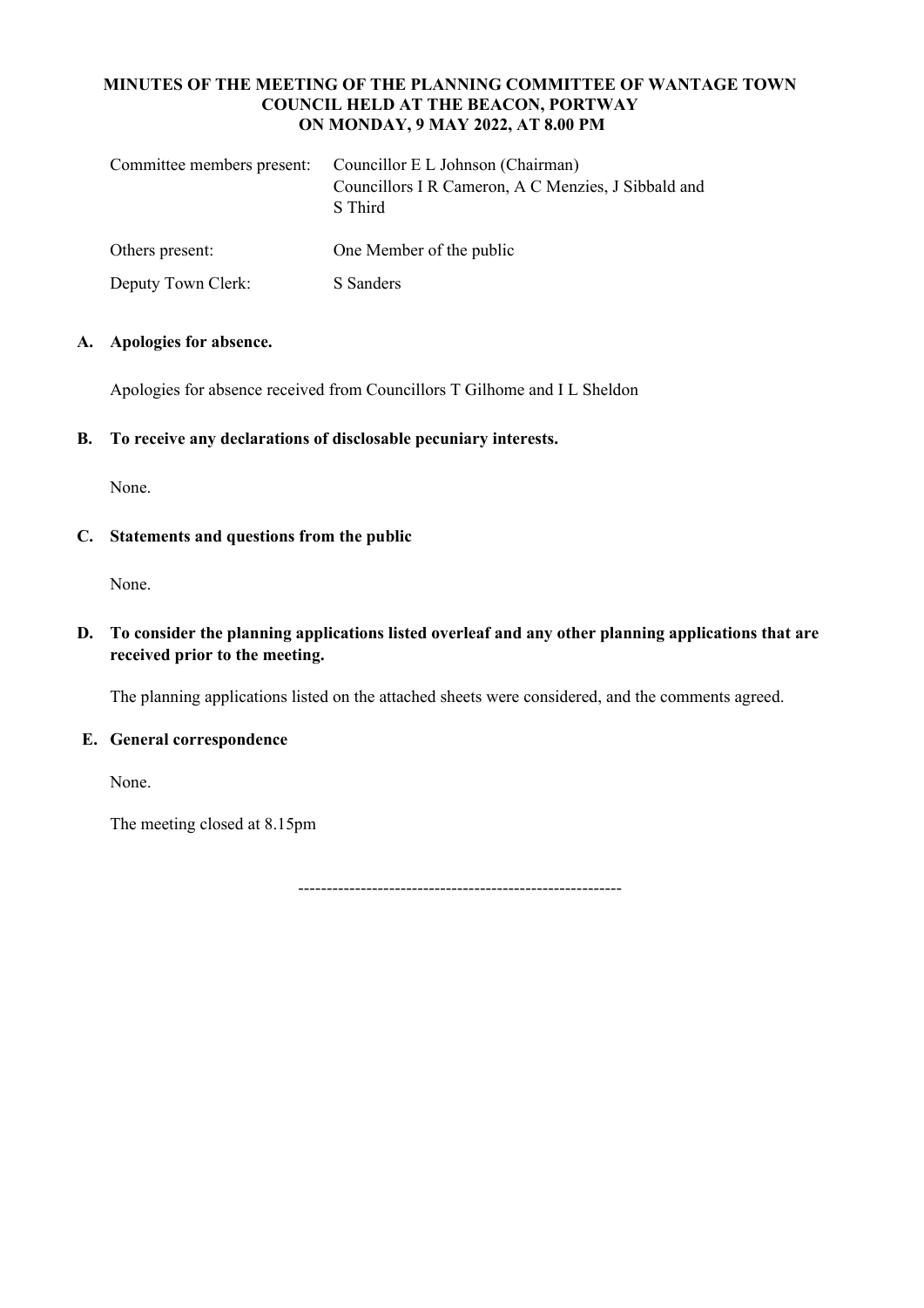# MINUTES OF THE MEETING OF THE PLANNING COMMITTEE OF WANTAGE TOWN COUNCIL HELD AT THE BEACON, PORTWAY ON MONDAY, 9 MAY 2022, AT 8.00 PM

| | |
|---|---|
| Committee members present: | Councillor E L Johnson (Chairman)<br>Councillors I R Cameron, A C Menzies, J Sibbald and S Third |
| Others present: | One Member of the public |
| Deputy Town Clerk: | S Sanders |

**A. Apologies for absence.**

Apologies for absence received from Councillors T Gilhome and I L Sheldon

**B. To receive any declarations of disclosable pecuniary interests.**

None.

**C. Statements and questions from the public**

None.

**D. To consider the planning applications listed overleaf and any other planning applications that are received prior to the meeting.**

The planning applications listed on the attached sheets were considered, and the comments agreed.

**E. General correspondence**

None.

The meeting closed at 8.15pm

---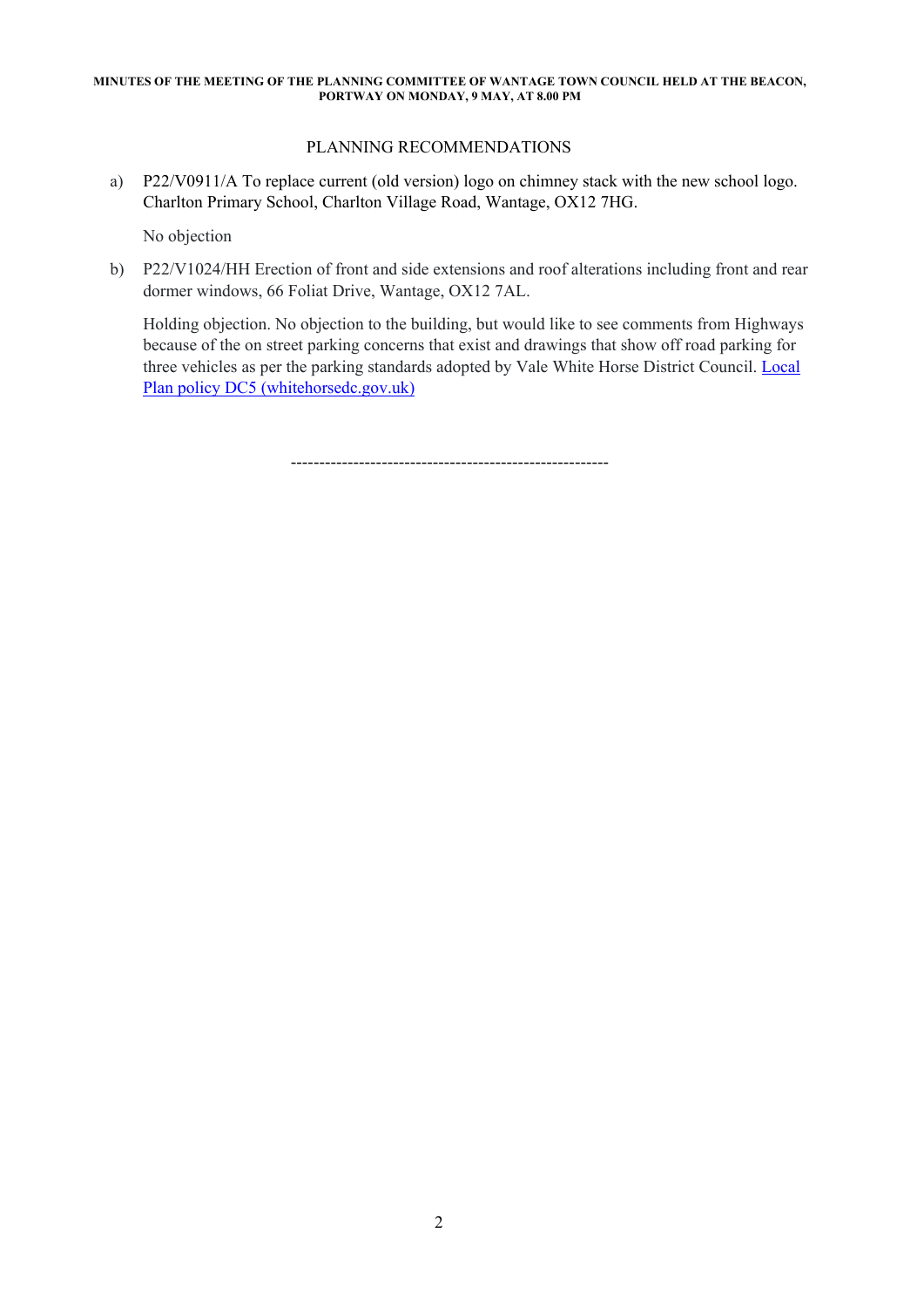PLANNING RECOMMENDATIONS

a) P22/V0911/A To replace current (old version) logo on chimney stack with the new school logo. Charlton Primary School, Charlton Village Road, Wantage, OX12 7HG.

   No objection

b) P22/V1024/HH Erection of front and side extensions and roof alterations including front and rear dormer windows, 66 Foliat Drive, Wantage, OX12 7AL.

   Holding objection. No objection to the building, but would like to see comments from Highways because of the on street parking concerns that exist and drawings that show off road parking for three vehicles as per the parking standards adopted by Vale White Horse District Council. Local Plan policy DC5 (whitehorsedc.gov.uk)

---------------------------------------------------------